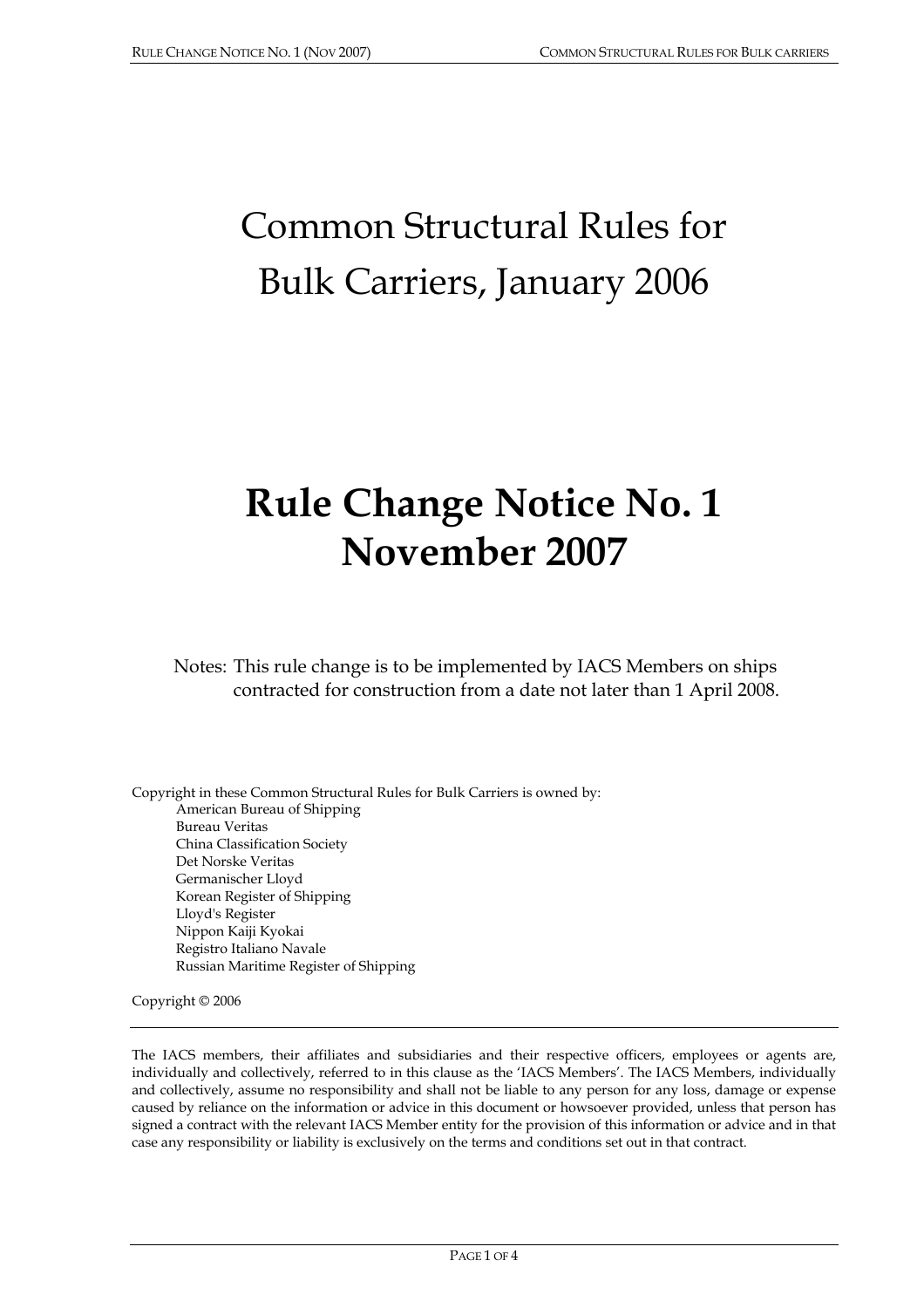# Common Structural Rules for Bulk Carriers, January 2006

# Rule Change Notice No. 1
# November 2007

Notes: This rule change is to be implemented by IACS Members on ships contracted for construction from a date not later than 1 April 2008.

Copyright in these Common Structural Rules for Bulk Carriers is owned by:

American Bureau of Shipping
Bureau Veritas
China Classification Society
Det Norske Veritas
Germanischer Lloyd
Korean Register of Shipping
Lloyd's Register
Nippon Kaiji Kyokai
Registro Italiano Navale
Russian Maritime Register of Shipping

Copyright © 2006

---

The IACS members, their affiliates and subsidiaries and their respective officers, employees or agents are, individually and collectively, referred to in this clause as the 'IACS Members'. The IACS Members, individually and collectively, assume no responsibility and shall not be liable to any person for any loss, damage or expense caused by reliance on the information or advice in this document or howsoever provided, unless that person has signed a contract with the relevant IACS Member entity for the provision of this information or advice and in that case any responsibility or liability is exclusively on the terms and conditions set out in that contract.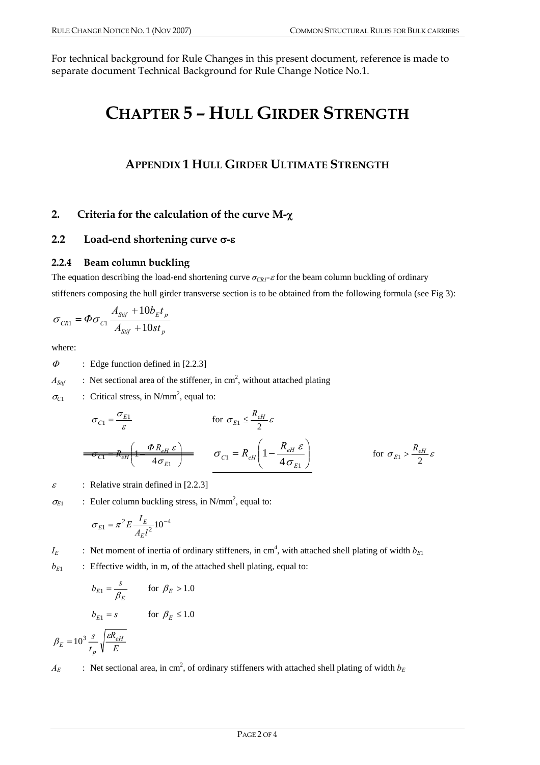For technical background for Rule Changes in this present document, reference is made to separate document Technical Background for Rule Change Notice No.1.

# CHAPTER 5 – HULL GIRDER STRENGTH

## APPENDIX 1 HULL GIRDER ULTIMATE STRENGTH

### 2. Criteria for the calculation of the curve M-χ

### 2.2 Load-end shortening curve σ-ε

#### 2.2.4 Beam column buckling

The equation describing the load-end shortening curve $\sigma_{CR1}$-$\varepsilon$ for the beam column buckling of ordinary stiffeners composing the hull girder transverse section is to be obtained from the following formula (see Fig 3):

$$\sigma_{CR1} = \Phi \sigma_{C1} \frac{A_{Stif} + 10 b_E t_p}{A_{Stif} + 10 s t_p}$$

where:

$\Phi$ : Edge function defined in [2.2.3]

$A_{Stif}$ : Net sectional area of the stiffener, in cm$^2$, without attached plating

$\sigma_{C1}$ : Critical stress, in N/mm$^2$, equal to:

$$\sigma_{C1} = \frac{\sigma_{E1}}{\varepsilon} \qquad \text{for } \sigma_{E1} \leq \frac{R_{eH}}{2}\varepsilon$$

~~$\sigma_{C1} = R_{eH}\left(1 - \frac{\Phi R_{eH}\, \varepsilon}{4\sigma_{E1}}\right)$~~

$$\underline{\sigma_{C1} = R_{eH}\left(1 - \frac{R_{eH}\, \varepsilon}{4\sigma_{E1}}\right)} \qquad \text{for } \sigma_{E1} > \frac{R_{eH}}{2}\varepsilon$$

$\varepsilon$ : Relative strain defined in [2.2.3]

$\sigma_{E1}$ : Euler column buckling stress, in N/mm$^2$, equal to:

$$\sigma_{E1} = \pi^2 E \frac{I_E}{A_E l^2} 10^{-4}$$

$I_E$ : Net moment of inertia of ordinary stiffeners, in cm$^4$, with attached shell plating of width $b_{E1}$

$b_{E1}$ : Effective width, in m, of the attached shell plating, equal to:

$$b_{E1} = \frac{s}{\beta_E} \qquad \text{for } \beta_E > 1.0$$

$$b_{E1} = s \qquad \text{for } \beta_E \leq 1.0$$

$$\beta_E = 10^3 \frac{s}{t_p}\sqrt{\frac{\varepsilon R_{eH}}{E}}$$

$A_E$ : Net sectional area, in cm$^2$, of ordinary stiffeners with attached shell plating of width $b_E$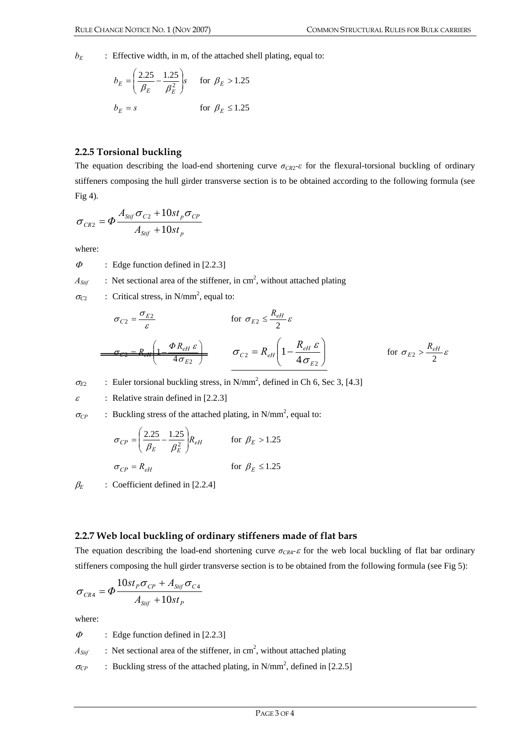$b_E$ : Effective width, in m, of the attached shell plating, equal to:

$$b_E = \left( \frac{2.25}{\beta_E} - \frac{1.25}{\beta_E^2} \right) s \qquad \text{for } \beta_E > 1.25$$

$$b_E = s \qquad \text{for } \beta_E \le 1.25$$

### 2.2.5 Torsional buckling

The equation describing the load-end shortening curve $\sigma_{CR2}$-$\varepsilon$ for the flexural-torsional buckling of ordinary stiffeners composing the hull girder transverse section is to be obtained according to the following formula (see Fig 4).

$$\sigma_{CR2} = \Phi \frac{A_{Stif}\,\sigma_{C2} + 10 s t_p \sigma_{CP}}{A_{Stif} + 10 s t_p}$$

where:

$\Phi$ : Edge function defined in [2.2.3]

$A_{Stif}$ : Net sectional area of the stiffener, in cm$^2$, without attached plating

$\sigma_{C2}$ : Critical stress, in N/mm$^2$, equal to:

$$\sigma_{C2} = \frac{\sigma_{E2}}{\varepsilon} \qquad \text{for } \sigma_{E2} \le \frac{R_{eH}}{2}\varepsilon$$

~~$\sigma_{C2} = R_{eH}\left(1 - \frac{\Phi R_{eH}\,\varepsilon}{4\sigma_{E2}}\right)$~~ $\quad \sigma_{C2} = R_{eH}\left(1 - \frac{R_{eH}\,\varepsilon}{4\sigma_{E2}}\right) \qquad \text{for } \sigma_{E2} > \frac{R_{eH}}{2}\varepsilon$

$\sigma_{E2}$ : Euler torsional buckling stress, in N/mm$^2$, defined in Ch 6, Sec 3, [4.3]

$\varepsilon$ : Relative strain defined in [2.2.3]

$\sigma_{CP}$ : Buckling stress of the attached plating, in N/mm$^2$, equal to:

$$\sigma_{CP} = \left( \frac{2.25}{\beta_E} - \frac{1.25}{\beta_E^2} \right) R_{eH} \qquad \text{for } \beta_E > 1.25$$

$$\sigma_{CP} = R_{eH} \qquad \text{for } \beta_E \le 1.25$$

$\beta_E$ : Coefficient defined in [2.2.4]

### 2.2.7 Web local buckling of ordinary stiffeners made of flat bars

The equation describing the load-end shortening curve $\sigma_{CR4}$-$\varepsilon$ for the web local buckling of flat bar ordinary stiffeners composing the hull girder transverse section is to be obtained from the following formula (see Fig 5):

$$\sigma_{CR4} = \Phi \frac{10 s t_P \sigma_{CP} + A_{Stif}\,\sigma_{C4}}{A_{Stif} + 10 s t_P}$$

where:

$\Phi$ : Edge function defined in [2.2.3]

$A_{Stif}$ : Net sectional area of the stiffener, in cm$^2$, without attached plating

$\sigma_{CP}$ : Buckling stress of the attached plating, in N/mm$^2$, defined in [2.2.5]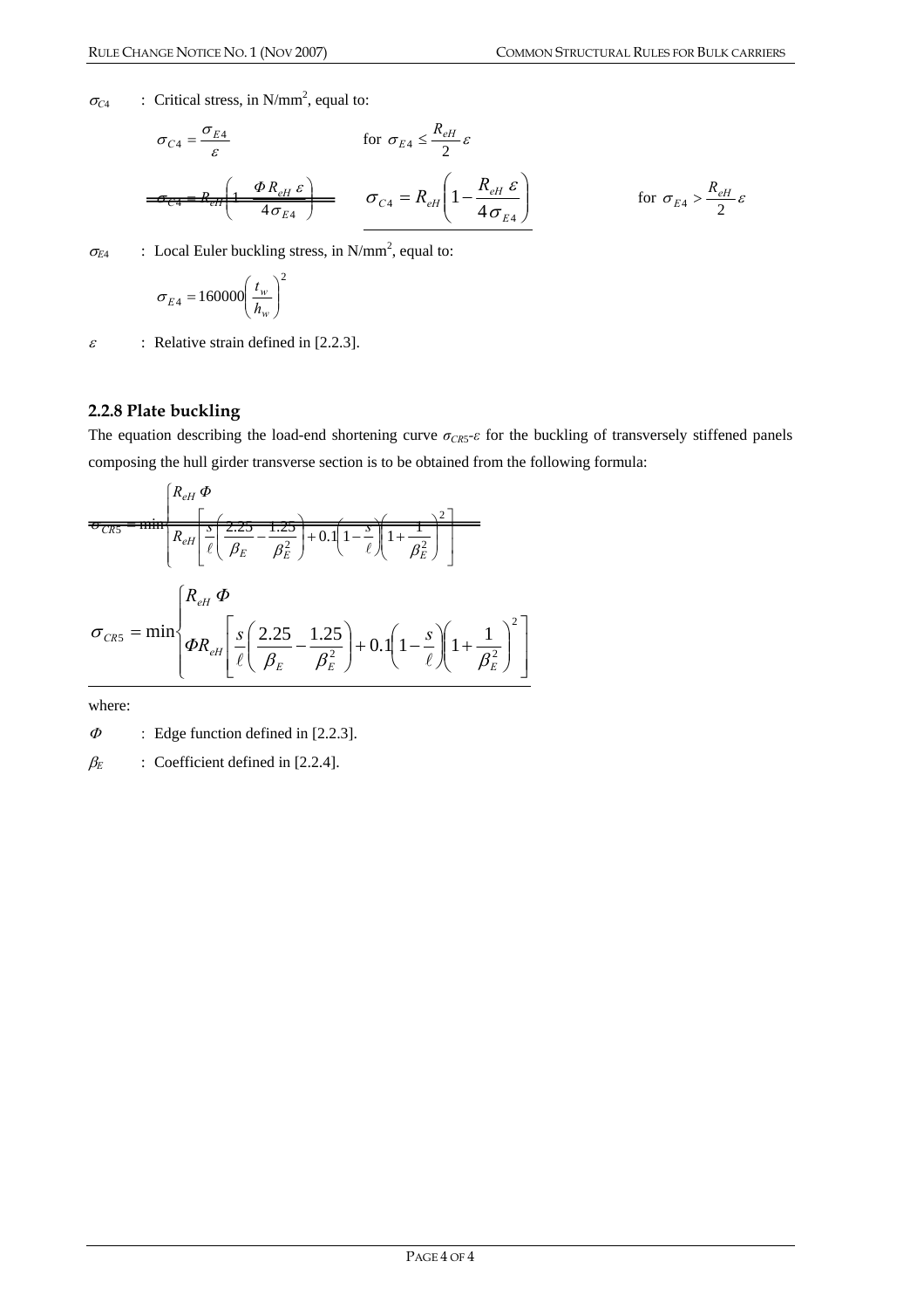$\sigma_{C4}$ : Critical stress, in N/mm², equal to:

$$\sigma_{C4} = \frac{\sigma_{E4}}{\varepsilon} \qquad \text{for } \sigma_{E4} \le \frac{R_{eH}}{2}\varepsilon$$

~~$\sigma_{C4} = R_{eH}\left(1 - \frac{\Phi R_{eH}\,\varepsilon}{4\sigma_{E4}}\right)$~~

$$\sigma_{C4} = R_{eH}\left(1 - \frac{R_{eH}\,\varepsilon}{4\sigma_{E4}}\right) \qquad \text{for } \sigma_{E4} > \frac{R_{eH}}{2}\varepsilon$$

$\sigma_{E4}$ : Local Euler buckling stress, in N/mm², equal to:

$$\sigma_{E4} = 160000\left(\frac{t_w}{h_w}\right)^2$$

$\varepsilon$ : Relative strain defined in [2.2.3].

### 2.2.8 Plate buckling

The equation describing the load-end shortening curve $\sigma_{CR5}$-$\varepsilon$ for the buckling of transversely stiffened panels composing the hull girder transverse section is to be obtained from the following formula:

~~$\sigma_{CR5} = \min\begin{cases} R_{eH}\,\Phi \\ R_{eH}\left[\frac{s}{\ell}\left(\frac{2.25}{\beta_E} - \frac{1.25}{\beta_E^2}\right) + 0.1\left(1 - \frac{s}{\ell}\right)\left(1 + \frac{1}{\beta_E^2}\right)^2\right] \end{cases}$~~

$$\sigma_{CR5} = \min\begin{cases} R_{eH}\,\Phi \\ \Phi R_{eH}\left[\frac{s}{\ell}\left(\frac{2.25}{\beta_E} - \frac{1.25}{\beta_E^2}\right) + 0.1\left(1 - \frac{s}{\ell}\right)\left(1 + \frac{1}{\beta_E^2}\right)^2\right] \end{cases}$$

where:

$\Phi$ : Edge function defined in [2.2.3].

$\beta_E$ : Coefficient defined in [2.2.4].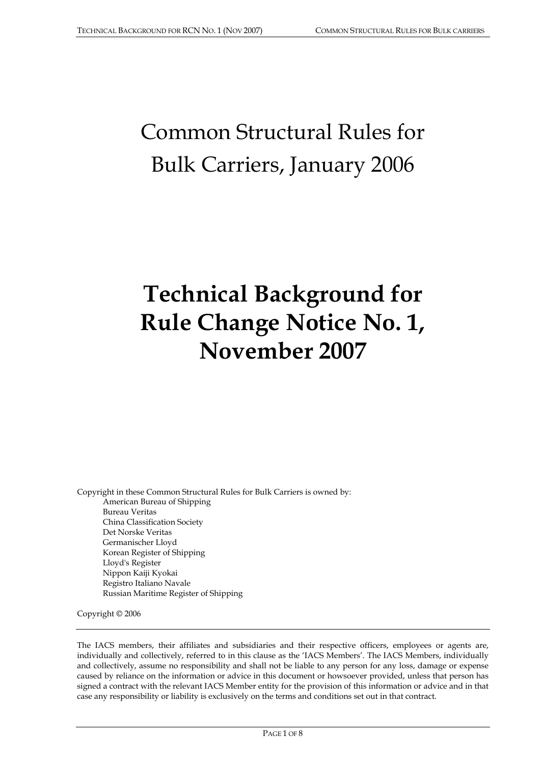# Common Structural Rules for Bulk Carriers, January 2006

# Technical Background for Rule Change Notice No. 1, November 2007

Copyright in these Common Structural Rules for Bulk Carriers is owned by:

American Bureau of Shipping
Bureau Veritas
China Classification Society
Det Norske Veritas
Germanischer Lloyd
Korean Register of Shipping
Lloyd's Register
Nippon Kaiji Kyokai
Registro Italiano Navale
Russian Maritime Register of Shipping

Copyright © 2006

The IACS members, their affiliates and subsidiaries and their respective officers, employees or agents are, individually and collectively, referred to in this clause as the 'IACS Members'. The IACS Members, individually and collectively, assume no responsibility and shall not be liable to any person for any loss, damage or expense caused by reliance on the information or advice in this document or howsoever provided, unless that person has signed a contract with the relevant IACS Member entity for the provision of this information or advice and in that case any responsibility or liability is exclusively on the terms and conditions set out in that contract.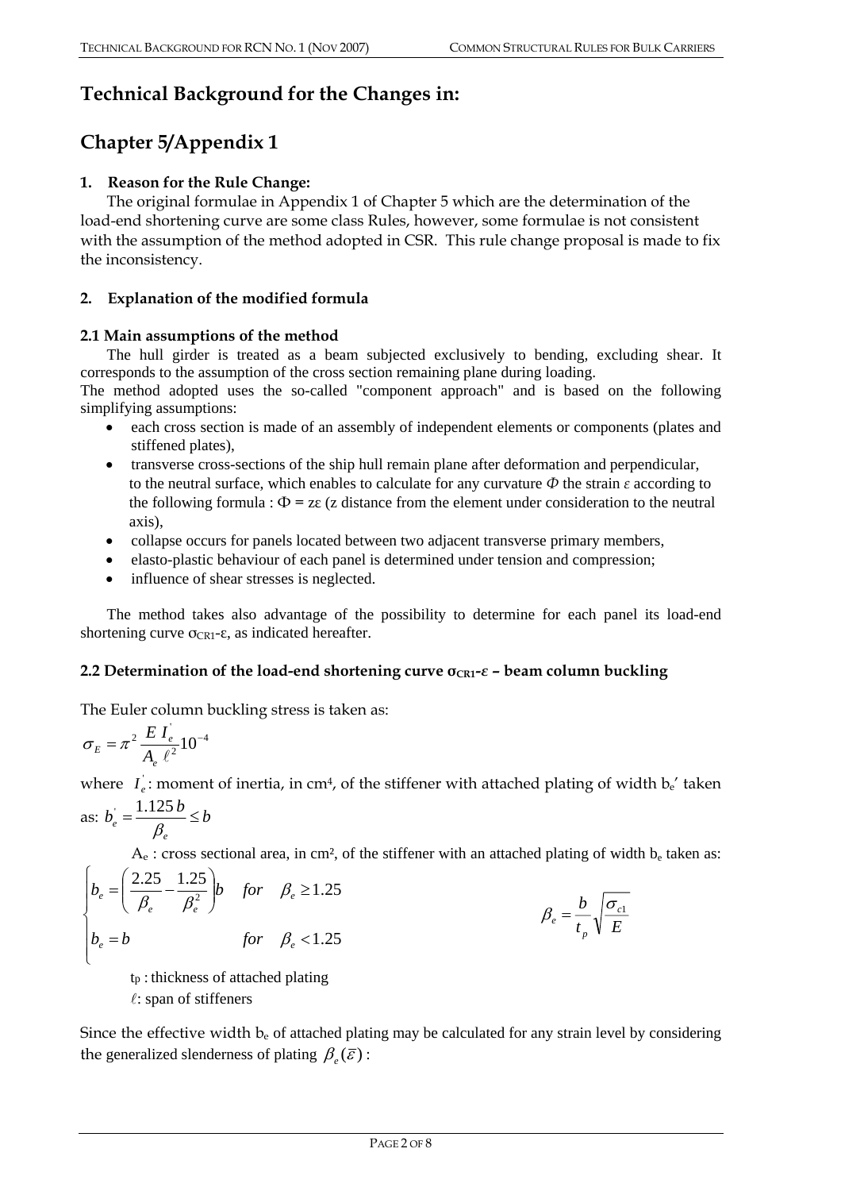# Technical Background for the Changes in:

# Chapter 5/Appendix 1

### 1. Reason for the Rule Change:

The original formulae in Appendix 1 of Chapter 5 which are the determination of the load-end shortening curve are some class Rules, however, some formulae is not consistent with the assumption of the method adopted in CSR. This rule change proposal is made to fix the inconsistency.

### 2. Explanation of the modified formula

#### 2.1 Main assumptions of the method

The hull girder is treated as a beam subjected exclusively to bending, excluding shear. It corresponds to the assumption of the cross section remaining plane during loading.

The method adopted uses the so-called "component approach" and is based on the following simplifying assumptions:

- each cross section is made of an assembly of independent elements or components (plates and stiffened plates),
- transverse cross-sections of the ship hull remain plane after deformation and perpendicular, to the neutral surface, which enables to calculate for any curvature $\Phi$ the strain $\varepsilon$ according to the following formula : $\Phi = z\varepsilon$ (z distance from the element under consideration to the neutral axis),
- collapse occurs for panels located between two adjacent transverse primary members,
- elasto-plastic behaviour of each panel is determined under tension and compression;
- influence of shear stresses is neglected.

The method takes also advantage of the possibility to determine for each panel its load-end shortening curve $\sigma_{CR1}$-$\varepsilon$, as indicated hereafter.

#### 2.2 Determination of the load-end shortening curve $\sigma_{CR1}$-$\varepsilon$ – beam column buckling

The Euler column buckling stress is taken as:

$$\sigma_E = \pi^2 \frac{E\, I_e^{'}}{A_e\, \ell^2} 10^{-4}$$

where $I_e^{'}$: moment of inertia, in cm⁴, of the stiffener with attached plating of width $b_e'$ taken as: $b_e^{'} = \dfrac{1.125\, b}{\beta_e} \leq b$

$A_e$ : cross sectional area, in cm², of the stiffener with an attached plating of width $b_e$ taken as:

$$\begin{cases} b_e = \left( \dfrac{2.25}{\beta_e} - \dfrac{1.25}{\beta_e^2} \right) b & for \quad \beta_e \geq 1.25 \\ b_e = b & for \quad \beta_e < 1.25 \end{cases} \qquad \beta_e = \frac{b}{t_p}\sqrt{\frac{\sigma_{c1}}{E}}$$

$t_p$ : thickness of attached plating

$\ell$: span of stiffeners

Since the effective width $b_e$ of attached plating may be calculated for any strain level by considering the generalized slenderness of plating $\beta_e(\bar{\varepsilon})$ :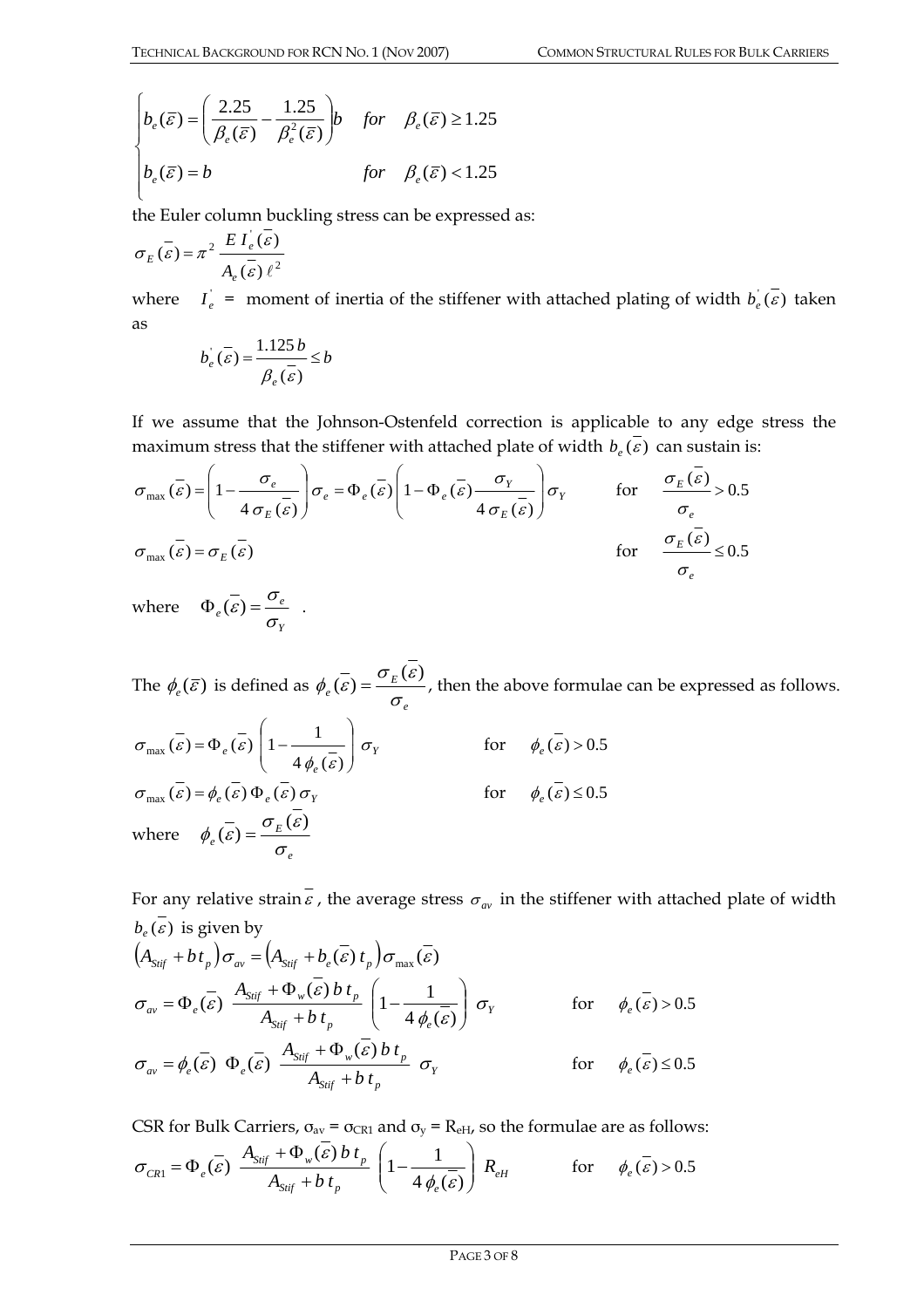$$
\begin{cases}
b_e(\bar{\varepsilon}) = \left( \dfrac{2.25}{\beta_e(\bar{\varepsilon})} - \dfrac{1.25}{\beta_e^2(\bar{\varepsilon})} \right) b & \text{for} \quad \beta_e(\bar{\varepsilon}) \geq 1.25 \\[2ex]
b_e(\bar{\varepsilon}) = b & \text{for} \quad \beta_e(\bar{\varepsilon}) < 1.25
\end{cases}
$$

the Euler column buckling stress can be expressed as:

$$
\sigma_E(\bar{\varepsilon}) = \pi^2 \, \frac{E \, I_e^{'}(\bar{\varepsilon})}{A_e(\bar{\varepsilon}) \, \ell^2}
$$

where $I_e^{'}$ = moment of inertia of the stiffener with attached plating of width $b_e^{'}(\bar{\varepsilon})$ taken as

$$
b_e^{'}(\bar{\varepsilon}) = \frac{1.125 \, b}{\beta_e(\bar{\varepsilon})} \leq b
$$

If we assume that the Johnson-Ostenfeld correction is applicable to any edge stress the maximum stress that the stiffener with attached plate of width $b_e(\bar{\varepsilon})$ can sustain is:

$$
\sigma_{max}(\bar{\varepsilon}) = \left( 1 - \frac{\sigma_e}{4 \, \sigma_E(\bar{\varepsilon})} \right) \sigma_e = \Phi_e(\bar{\varepsilon}) \left( 1 - \Phi_e(\bar{\varepsilon}) \frac{\sigma_Y}{4 \, \sigma_E(\bar{\varepsilon})} \right) \sigma_Y \qquad \text{for} \quad \frac{\sigma_E(\bar{\varepsilon})}{\sigma_e} > 0.5
$$

$$
\sigma_{max}(\bar{\varepsilon}) = \sigma_E(\bar{\varepsilon}) \qquad \text{for} \quad \frac{\sigma_E(\bar{\varepsilon})}{\sigma_e} \leq 0.5
$$

where $\Phi_e(\bar{\varepsilon}) = \dfrac{\sigma_e}{\sigma_Y}$ .

The $\phi_e(\bar{\varepsilon})$ is defined as $\phi_e(\bar{\varepsilon}) = \dfrac{\sigma_E(\bar{\varepsilon})}{\sigma_e}$, then the above formulae can be expressed as follows.

$$
\sigma_{max}(\bar{\varepsilon}) = \Phi_e(\bar{\varepsilon}) \left( 1 - \frac{1}{4 \, \phi_e(\bar{\varepsilon})} \right) \sigma_Y \qquad \text{for} \quad \phi_e(\bar{\varepsilon}) > 0.5
$$

$$
\sigma_{max}(\bar{\varepsilon}) = \phi_e(\bar{\varepsilon}) \, \Phi_e(\bar{\varepsilon}) \, \sigma_Y \qquad \text{for} \quad \phi_e(\bar{\varepsilon}) \leq 0.5
$$

where $\phi_e(\bar{\varepsilon}) = \dfrac{\sigma_E(\bar{\varepsilon})}{\sigma_e}$

For any relative strain $\bar{\varepsilon}$, the average stress $\sigma_{av}$ in the stiffener with attached plate of width $b_e(\bar{\varepsilon})$ is given by

$$
\left( A_{Stif} + b \, t_p \right) \sigma_{av} = \left( A_{Stif} + b_e(\bar{\varepsilon}) \, t_p \right) \sigma_{max}(\bar{\varepsilon})
$$

$$
\sigma_{av} = \Phi_e(\bar{\varepsilon}) \, \frac{A_{Stif} + \Phi_w(\bar{\varepsilon}) \, b \, t_p}{A_{Stif} + b \, t_p} \left( 1 - \frac{1}{4 \, \phi_e(\bar{\varepsilon})} \right) \sigma_Y \qquad \text{for} \quad \phi_e(\bar{\varepsilon}) > 0.5
$$

$$
\sigma_{av} = \phi_e(\bar{\varepsilon}) \; \Phi_e(\bar{\varepsilon}) \, \frac{A_{Stif} + \Phi_w(\bar{\varepsilon}) \, b \, t_p}{A_{Stif} + b \, t_p} \, \sigma_Y \qquad \text{for} \quad \phi_e(\bar{\varepsilon}) \leq 0.5
$$

CSR for Bulk Carriers, $\sigma_{av} = \sigma_{CR1}$ and $\sigma_y = R_{eH}$, so the formulae are as follows:

$$
\sigma_{CR1} = \Phi_e(\bar{\varepsilon}) \, \frac{A_{Stif} + \Phi_w(\bar{\varepsilon}) \, b \, t_p}{A_{Stif} + b \, t_p} \left( 1 - \frac{1}{4 \, \phi_e(\bar{\varepsilon})} \right) R_{eH} \qquad \text{for} \quad \phi_e(\bar{\varepsilon}) > 0.5
$$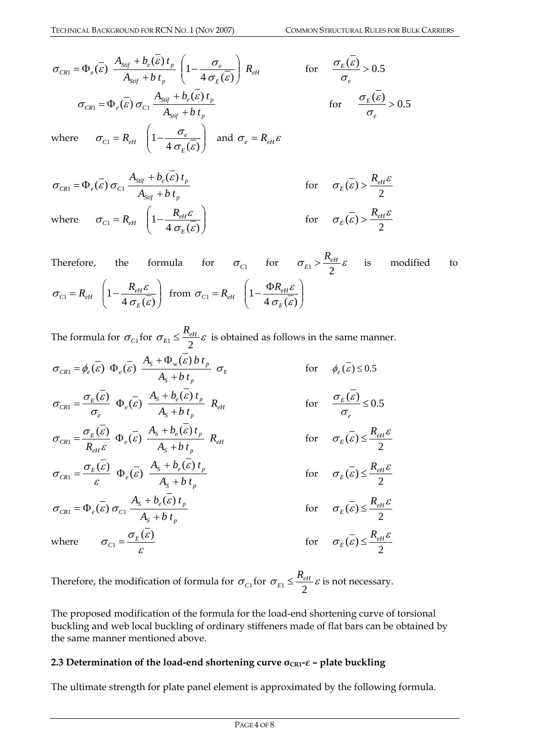$$\sigma_{CR1} = \Phi_e(\bar{\varepsilon}) \; \frac{A_{Stif} + b_e(\bar{\varepsilon})\, t_p}{A_{Stif} + b\, t_p} \left(1 - \frac{\sigma_e}{4\,\sigma_E(\bar{\varepsilon})}\right) R_{eH} \qquad \text{for} \quad \frac{\sigma_E(\bar{\varepsilon})}{\sigma_e} > 0.5$$

$$\sigma_{CR1} = \Phi_e(\bar{\varepsilon})\, \sigma_{C1} \frac{A_{Stif} + b_e(\bar{\varepsilon})\, t_p}{A_{Stif} + b\, t_p} \qquad \text{for} \quad \frac{\sigma_E(\bar{\varepsilon})}{\sigma_e} > 0.5$$

where $\sigma_{C1} = R_{eH} \left(1 - \dfrac{\sigma_e}{4\,\sigma_E(\bar{\varepsilon})}\right)$ and $\sigma_e = R_{eH}\,\varepsilon$

$$\sigma_{CR1} = \Phi_e(\bar{\varepsilon})\, \sigma_{C1} \frac{A_{Stif} + b_e(\bar{\varepsilon})\, t_p}{A_{Stif} + b\, t_p} \qquad \text{for} \quad \sigma_E(\bar{\varepsilon}) > \frac{R_{eH}\,\varepsilon}{2}$$

where $\sigma_{C1} = R_{eH} \left(1 - \dfrac{R_{eH}\,\varepsilon}{4\,\sigma_E(\bar{\varepsilon})}\right)$ for $\sigma_E(\bar{\varepsilon}) > \dfrac{R_{eH}\,\varepsilon}{2}$

Therefore, the formula for $\sigma_{C1}$ for $\sigma_{E1} > \dfrac{R_{eH}}{2}\varepsilon$ is modified to $\sigma_{C1} = R_{eH} \left(1 - \dfrac{R_{eH}\,\varepsilon}{4\,\sigma_E(\bar{\varepsilon})}\right)$ from $\sigma_{C1} = R_{eH} \left(1 - \dfrac{\Phi R_{eH}\,\varepsilon}{4\,\sigma_E(\bar{\varepsilon})}\right)$

The formula for $\sigma_{C1}$ for $\sigma_{E1} \le \dfrac{R_{eH}}{2}\varepsilon$ is obtained as follows in the same manner.

$$\sigma_{CR1} = \phi_e(\bar{\varepsilon}) \;\; \Phi_e(\bar{\varepsilon}) \; \frac{A_S + \Phi_w(\bar{\varepsilon})\, b\, t_p}{A_S + b\, t_p} \; \sigma_Y \qquad \text{for} \quad \phi_e(\bar{\varepsilon}) \le 0.5$$

$$\sigma_{CR1} = \frac{\sigma_E(\bar{\varepsilon})}{\sigma_e} \;\; \Phi_e(\bar{\varepsilon}) \; \frac{A_S + b_e(\bar{\varepsilon})\, t_p}{A_S + b\, t_p} \; R_{eH} \qquad \text{for} \quad \frac{\sigma_E(\bar{\varepsilon})}{\sigma_e} \le 0.5$$

$$\sigma_{CR1} = \frac{\sigma_E(\bar{\varepsilon})}{R_{eH}\,\varepsilon} \;\; \Phi_e(\bar{\varepsilon}) \; \frac{A_S + b_e(\bar{\varepsilon})\, t_p}{A_S + b\, t_p} \; R_{eH} \qquad \text{for} \quad \sigma_E(\bar{\varepsilon}) \le \frac{R_{eH}\,\varepsilon}{2}$$

$$\sigma_{CR1} = \frac{\sigma_E(\bar{\varepsilon})}{\varepsilon} \;\; \Phi_e(\bar{\varepsilon}) \; \frac{A_S + b_e(\bar{\varepsilon})\, t_p}{A_S + b\, t_p} \qquad \text{for} \quad \sigma_E(\bar{\varepsilon}) \le \frac{R_{eH}\,\varepsilon}{2}$$

$$\sigma_{CR1} = \Phi_e(\bar{\varepsilon})\, \sigma_{C1} \frac{A_S + b_e(\bar{\varepsilon})\, t_p}{A_S + b\, t_p} \qquad \text{for} \quad \sigma_E(\bar{\varepsilon}) \le \frac{R_{eH}\,\varepsilon}{2}$$

where $\sigma_{C1} = \dfrac{\sigma_E(\bar{\varepsilon})}{\varepsilon}$ for $\sigma_E(\bar{\varepsilon}) \le \dfrac{R_{eH}\,\varepsilon}{2}$

Therefore, the modification of formula for $\sigma_{C1}$ for $\sigma_{E1} \le \dfrac{R_{eH}}{2}\varepsilon$ is not necessary.

The proposed modification of the formula for the load-end shortening curve of torsional buckling and web local buckling of ordinary stiffeners made of flat bars can be obtained by the same manner mentioned above.

### 2.3 Determination of the load-end shortening curve $\sigma_{CR1}$-$\varepsilon$ – plate buckling

The ultimate strength for plate panel element is approximated by the following formula.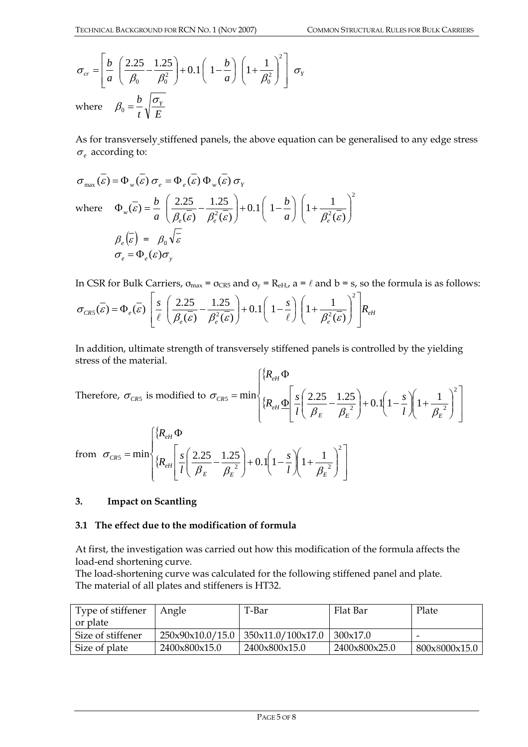$$\sigma_{cr} = \left[ \frac{b}{a} \left( \frac{2.25}{\beta_0} - \frac{1.25}{\beta_0^2} \right) + 0.1 \left( 1 - \frac{b}{a} \right) \left( 1 + \frac{1}{\beta_0^2} \right)^2 \right] \sigma_Y$$

where $\beta_0 = \frac{b}{t}\sqrt{\frac{\sigma_Y}{E}}$

As for transversely stiffened panels, the above equation can be generalised to any edge stress $\sigma_e$ according to:

$$\sigma_{\max}(\bar{\varepsilon}) = \Phi_w(\bar{\varepsilon})\,\sigma_e = \Phi_e(\bar{\varepsilon})\,\Phi_w(\bar{\varepsilon})\,\sigma_Y$$

where $\Phi_w(\bar{\varepsilon}) = \frac{b}{a} \left( \frac{2.25}{\beta_e(\bar{\varepsilon})} - \frac{1.25}{\beta_e^2(\bar{\varepsilon})} \right) + 0.1 \left( 1 - \frac{b}{a} \right) \left( 1 + \frac{1}{\beta_e^2(\bar{\varepsilon})} \right)^2$

$$\beta_e(\bar{\varepsilon}) = \beta_0 \sqrt{\bar{\varepsilon}}$$

$$\sigma_e = \Phi_e(\varepsilon)\sigma_y$$

In CSR for Bulk Carriers, $\sigma_{max} = \sigma_{CR5}$ and $\sigma_y = R_{eH}$, $a = \ell$ and $b = s$, so the formula is as follows:

$$\sigma_{CR5}(\bar{\varepsilon}) = \Phi_e(\bar{\varepsilon}) \left[ \frac{s}{\ell} \left( \frac{2.25}{\beta_e(\bar{\varepsilon})} - \frac{1.25}{\beta_e^2(\bar{\varepsilon})} \right) + 0.1 \left( 1 - \frac{s}{\ell} \right) \left( 1 + \frac{1}{\beta_e^2(\bar{\varepsilon})} \right)^2 \right] R_{eH}$$

In addition, ultimate strength of transversely stiffened panels is controlled by the yielding stress of the material.

Therefore, $\sigma_{CR5}$ is modified to $\sigma_{CR5} = \min \begin{cases} R_{eH}\Phi \\ R_{eH}\Phi\left[ \frac{s}{l}\left( \frac{2.25}{\beta_E} - \frac{1.25}{\beta_E^2} \right) + 0.1\left(1 - \frac{s}{l}\right)\left(1 + \frac{1}{\beta_E^2}\right)^2 \right] \end{cases}$

from $\sigma_{CR5} = \min \begin{cases} R_{eH}\Phi \\ R_{eH}\left[ \frac{s}{l}\left( \frac{2.25}{\beta_E} - \frac{1.25}{\beta_E^2} \right) + 0.1\left(1 - \frac{s}{l}\right)\left(1 + \frac{1}{\beta_E^2}\right)^2 \right] \end{cases}$

## 3. Impact on Scantling

### 3.1 The effect due to the modification of formula

At first, the investigation was carried out how this modification of the formula affects the load-end shortening curve.
The load-shortening curve was calculated for the following stiffened panel and plate.
The material of all plates and stiffeners is HT32.

| Type of stiffener or plate | Angle | T-Bar | Flat Bar | Plate |
|---|---|---|---|---|
| Size of stiffener | 250x90x10.0/15.0 | 350x11.0/100x17.0 | 300x17.0 | - |
| Size of plate | 2400x800x15.0 | 2400x800x15.0 | 2400x800x25.0 | 800x8000x15.0 |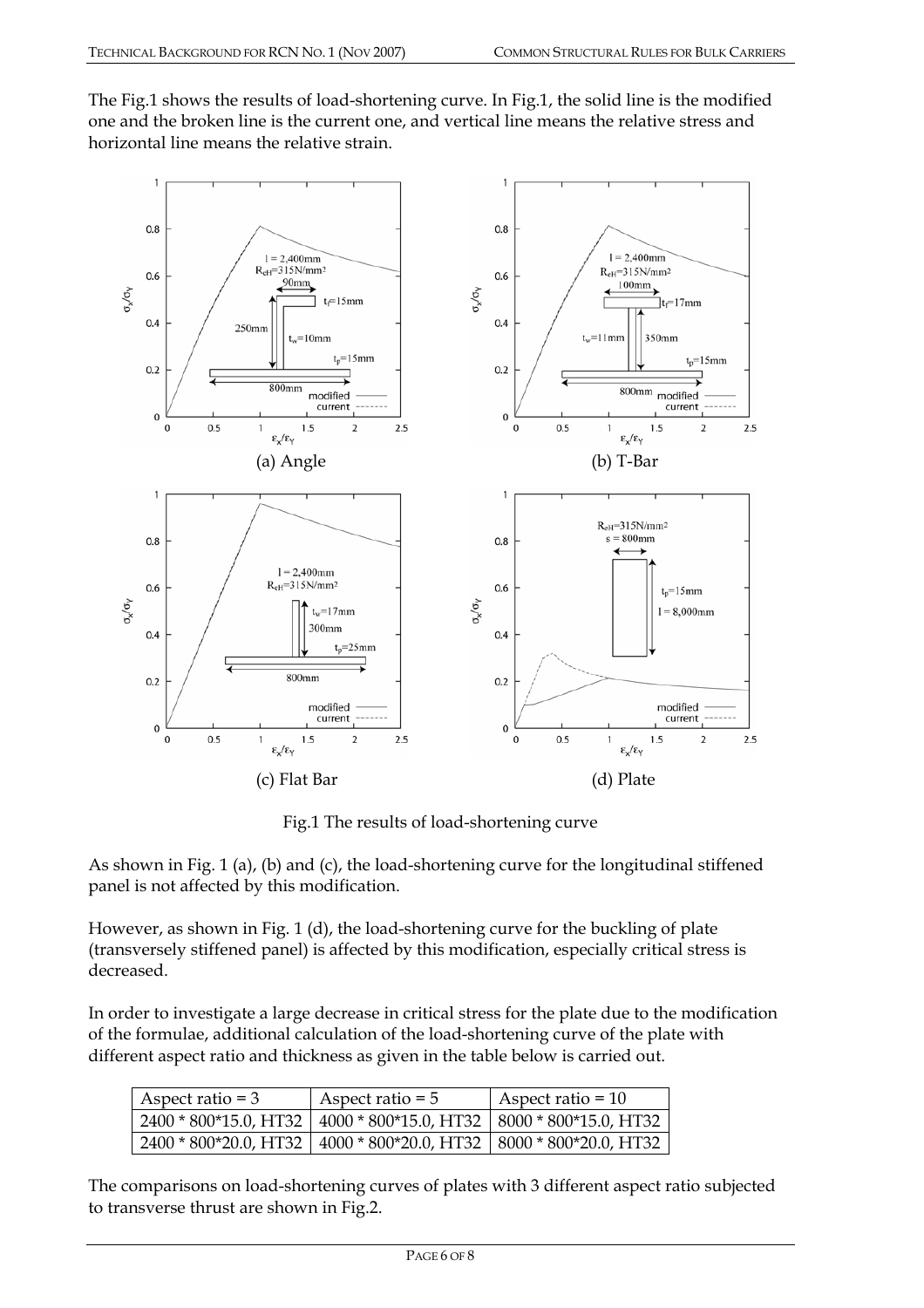The Fig.1 shows the results of load-shortening curve. In Fig.1, the solid line is the modified one and the broken line is the current one, and vertical line means the relative stress and horizontal line means the relative strain.

(a) Angle

(b) T-Bar

(c) Flat Bar

(d) Plate

Fig.1 The results of load-shortening curve

As shown in Fig. 1 (a), (b) and (c), the load-shortening curve for the longitudinal stiffened panel is not affected by this modification.

However, as shown in Fig. 1 (d), the load-shortening curve for the buckling of plate (transversely stiffened panel) is affected by this modification, especially critical stress is decreased.

In order to investigate a large decrease in critical stress for the plate due to the modification of the formulae, additional calculation of the load-shortening curve of the plate with different aspect ratio and thickness as given in the table below is carried out.

| Aspect ratio = 3 | Aspect ratio = 5 | Aspect ratio = 10 |
|---|---|---|
| 2400 * 800*15.0, HT32 | 4000 * 800*15.0, HT32 | 8000 * 800*15.0, HT32 |
| 2400 * 800*20.0, HT32 | 4000 * 800*20.0, HT32 | 8000 * 800*20.0, HT32 |

The comparisons on load-shortening curves of plates with 3 different aspect ratio subjected to transverse thrust are shown in Fig.2.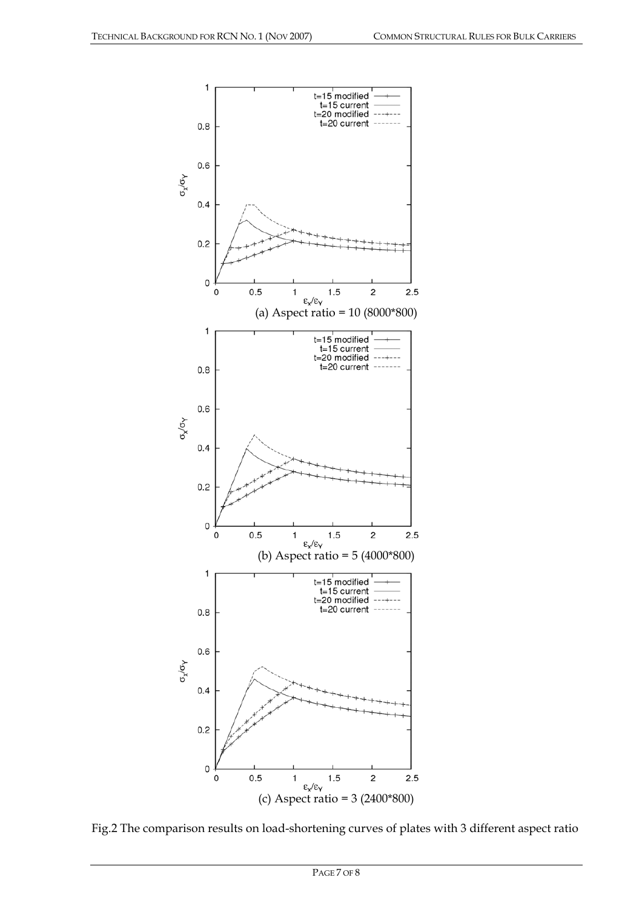(a) Aspect ratio = 10 (8000*800)

(b) Aspect ratio = 5 (4000*800)

(c) Aspect ratio = 3 (2400*800)

Fig.2 The comparison results on load-shortening curves of plates with 3 different aspect ratio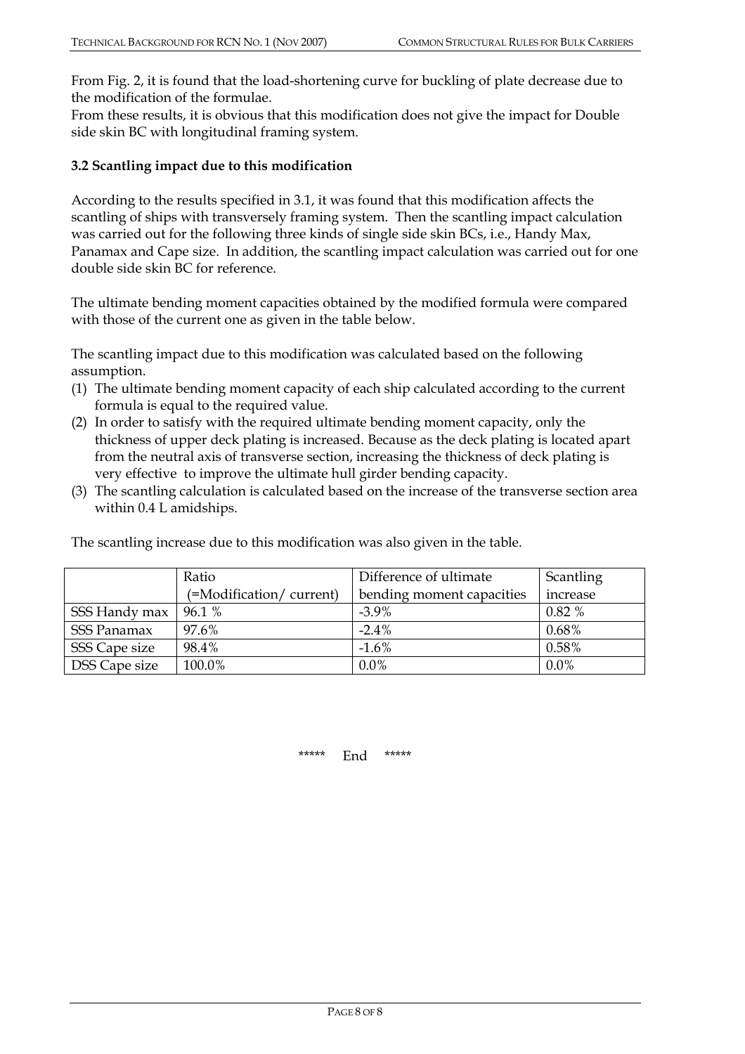From Fig. 2, it is found that the load-shortening curve for buckling of plate decrease due to the modification of the formulae.
From these results, it is obvious that this modification does not give the impact for Double side skin BC with longitudinal framing system.

### 3.2 Scantling impact due to this modification

According to the results specified in 3.1, it was found that this modification affects the scantling of ships with transversely framing system. Then the scantling impact calculation was carried out for the following three kinds of single side skin BCs, i.e., Handy Max, Panamax and Cape size. In addition, the scantling impact calculation was carried out for one double side skin BC for reference.

The ultimate bending moment capacities obtained by the modified formula were compared with those of the current one as given in the table below.

The scantling impact due to this modification was calculated based on the following assumption.

(1) The ultimate bending moment capacity of each ship calculated according to the current formula is equal to the required value.
(2) In order to satisfy with the required ultimate bending moment capacity, only the thickness of upper deck plating is increased. Because as the deck plating is located apart from the neutral axis of transverse section, increasing the thickness of deck plating is very effective to improve the ultimate hull girder bending capacity.
(3) The scantling calculation is calculated based on the increase of the transverse section area within 0.4 L amidships.

The scantling increase due to this modification was also given in the table.

| | Ratio (=Modification/ current) | Difference of ultimate bending moment capacities | Scantling increase |
|---|---|---|---|
| SSS Handy max | 96.1 % | -3.9% | 0.82 % |
| SSS Panamax | 97.6% | -2.4% | 0.68% |
| SSS Cape size | 98.4% | -1.6% | 0.58% |
| DSS Cape size | 100.0% | 0.0% | 0.0% |

***** End *****